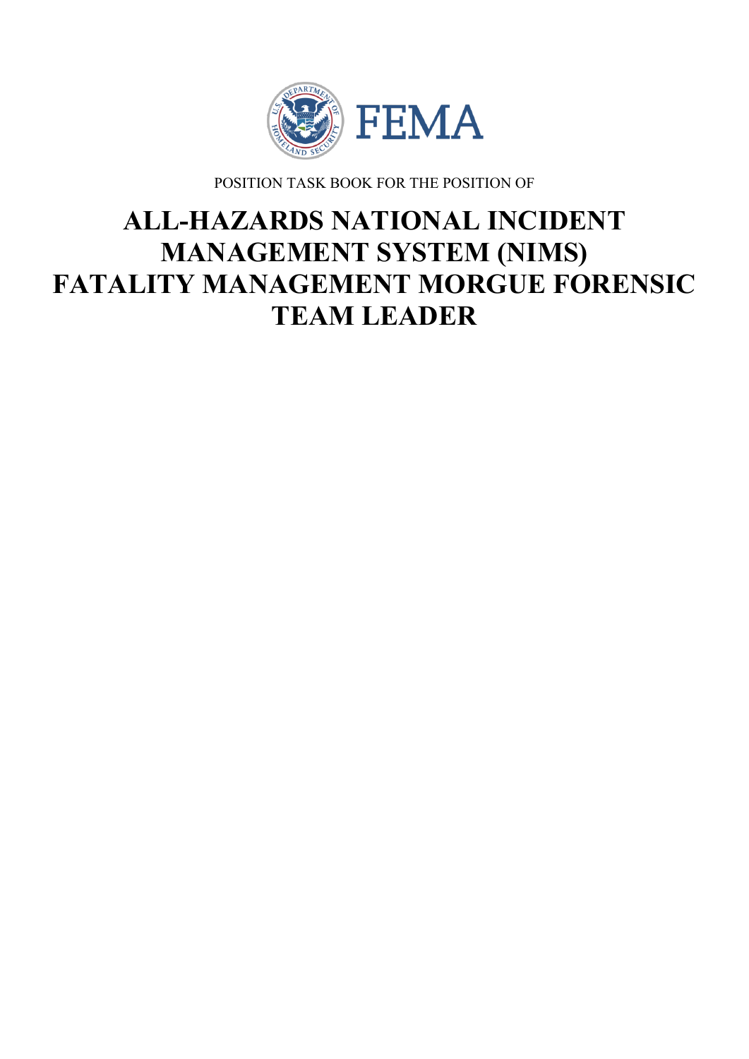FEMA

POSITION TASK BOOK FOR THE POSITION OF

# ALL-HAZARDS NATIONAL INCIDENT MANAGEMENT SYSTEM (NIMS) FATALITY MANAGEMENT MORGUE FORENSIC TEAM LEADER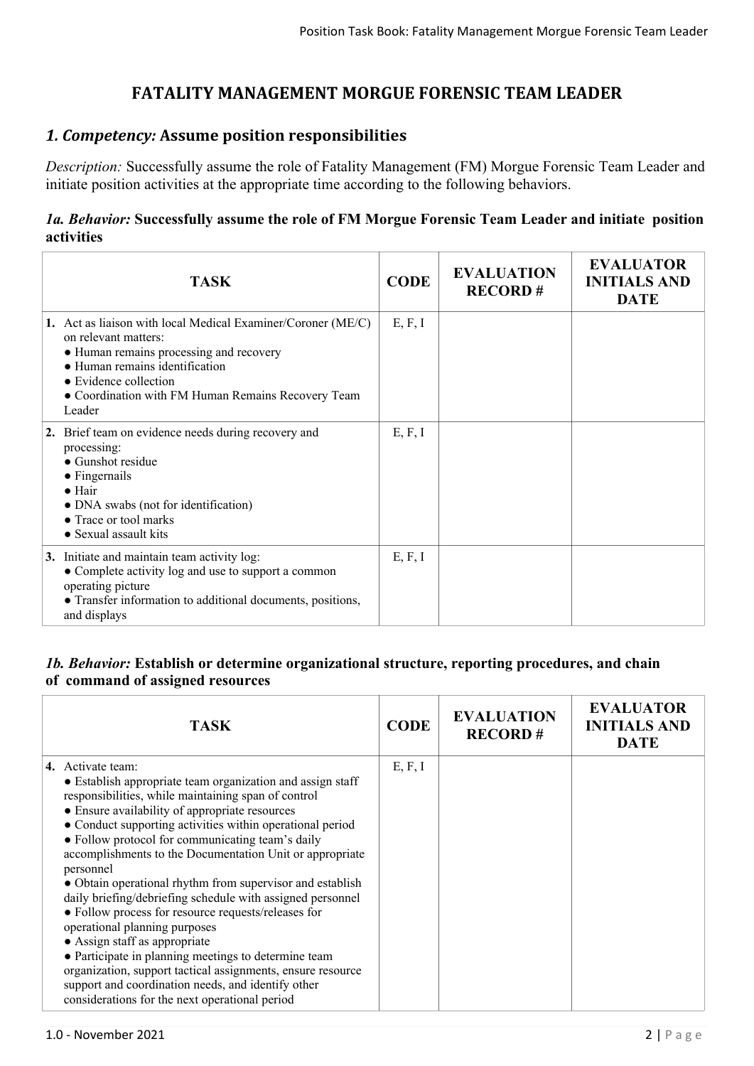# FATALITY MANAGEMENT MORGUE FORENSIC TEAM LEADER

## *1. Competency:* Assume position responsibilities

*Description:* Successfully assume the role of Fatality Management (FM) Morgue Forensic Team Leader and initiate position activities at the appropriate time according to the following behaviors.

### *1a. Behavior:* Successfully assume the role of FM Morgue Forensic Team Leader and initiate position activities

| TASK | CODE | EVALUATION RECORD # | EVALUATOR INITIALS AND DATE |
|---|---|---|---|
| **1.** Act as liaison with local Medical Examiner/Coroner (ME/C) on relevant matters:<br>● Human remains processing and recovery<br>● Human remains identification<br>● Evidence collection<br>● Coordination with FM Human Remains Recovery Team Leader | E, F, I | | |
| **2.** Brief team on evidence needs during recovery and processing:<br>● Gunshot residue<br>● Fingernails<br>● Hair<br>● DNA swabs (not for identification)<br>● Trace or tool marks<br>● Sexual assault kits | E, F, I | | |
| **3.** Initiate and maintain team activity log:<br>● Complete activity log and use to support a common operating picture<br>● Transfer information to additional documents, positions, and displays | E, F, I | | |

### *1b. Behavior:* Establish or determine organizational structure, reporting procedures, and chain of command of assigned resources

| TASK | CODE | EVALUATION RECORD # | EVALUATOR INITIALS AND DATE |
|---|---|---|---|
| **4.** Activate team:<br>● Establish appropriate team organization and assign staff responsibilities, while maintaining span of control<br>● Ensure availability of appropriate resources<br>● Conduct supporting activities within operational period<br>● Follow protocol for communicating team's daily accomplishments to the Documentation Unit or appropriate personnel<br>● Obtain operational rhythm from supervisor and establish daily briefing/debriefing schedule with assigned personnel<br>● Follow process for resource requests/releases for operational planning purposes<br>● Assign staff as appropriate<br>● Participate in planning meetings to determine team organization, support tactical assignments, ensure resource support and coordination needs, and identify other considerations for the next operational period | E, F, I | | |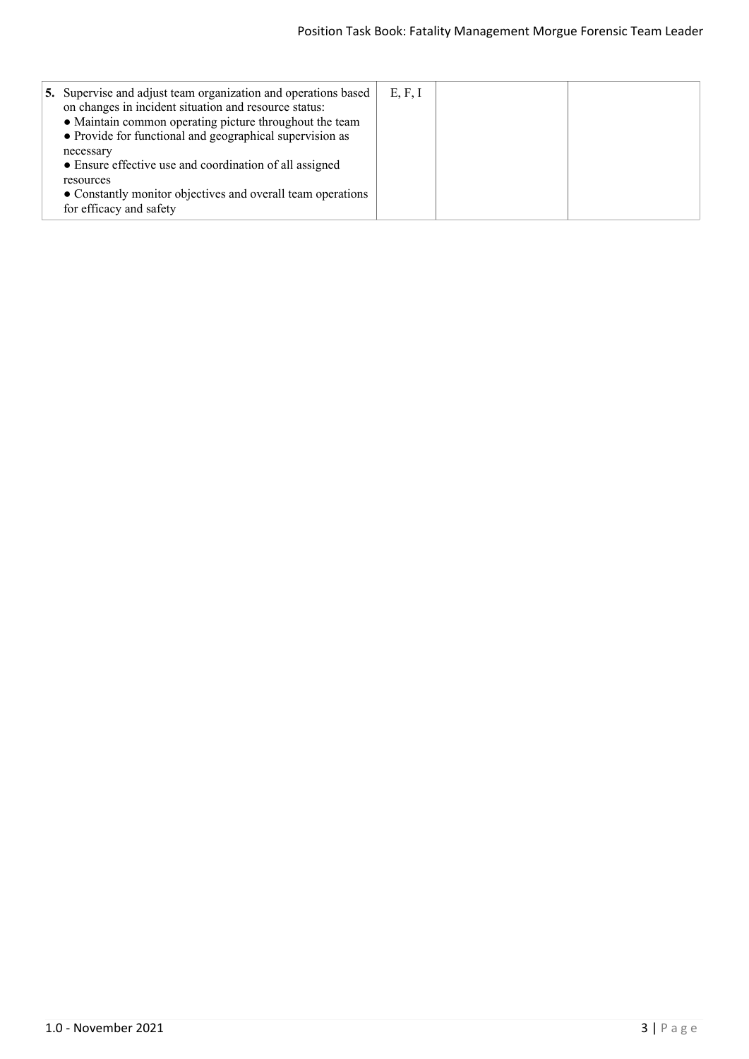| | | | |
|---|---|---|---|
| **5.** Supervise and adjust team organization and operations based on changes in incident situation and resource status:<br>• Maintain common operating picture throughout the team<br>• Provide for functional and geographical supervision as necessary<br>• Ensure effective use and coordination of all assigned resources<br>• Constantly monitor objectives and overall team operations for efficacy and safety | E, F, I | | |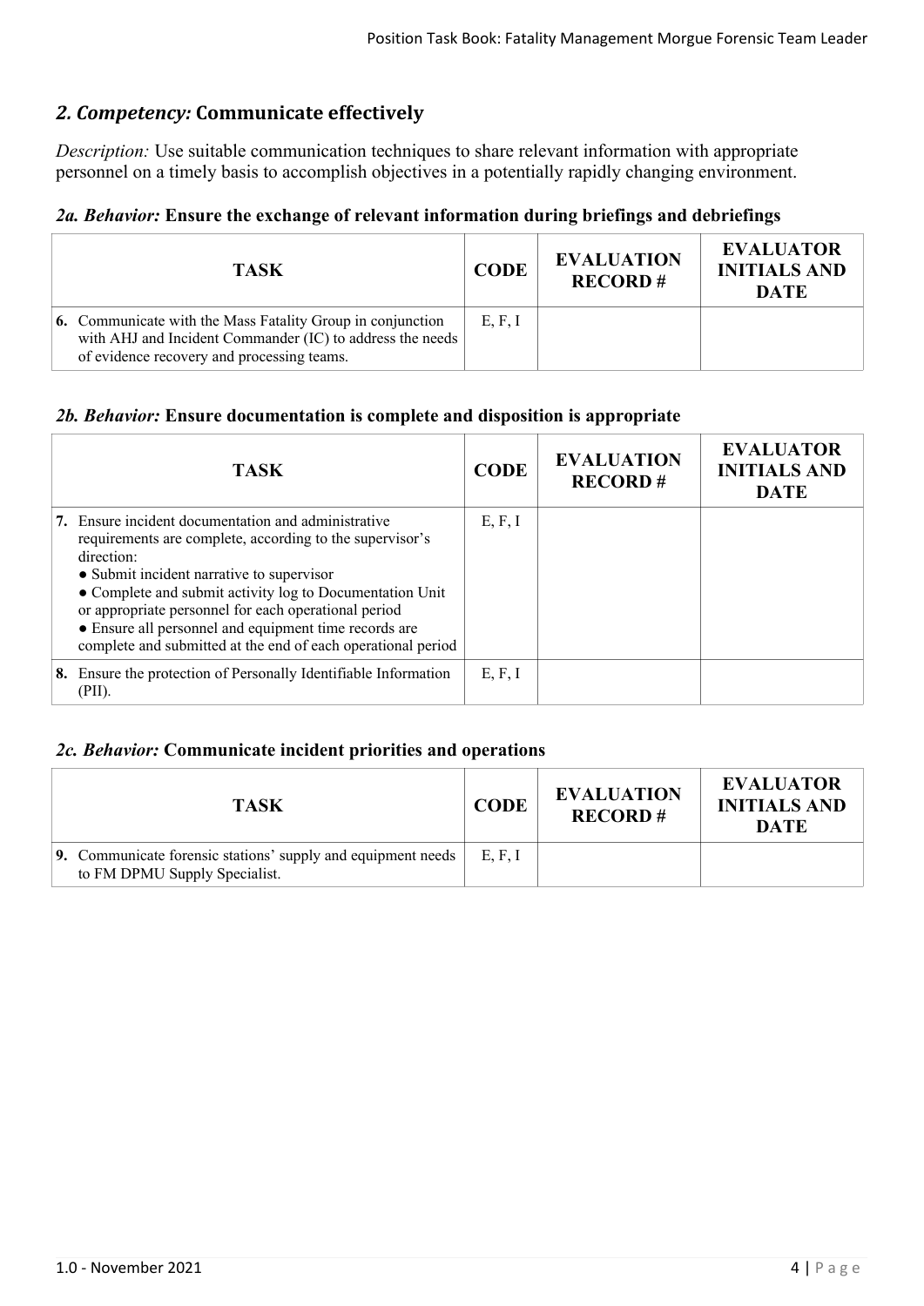## *2. Competency:* Communicate effectively

*Description:* Use suitable communication techniques to share relevant information with appropriate personnel on a timely basis to accomplish objectives in a potentially rapidly changing environment.

### *2a. Behavior:* Ensure the exchange of relevant information during briefings and debriefings

| TASK | CODE | EVALUATION RECORD # | EVALUATOR INITIALS AND DATE |
|---|---|---|---|
| **6.** Communicate with the Mass Fatality Group in conjunction with AHJ and Incident Commander (IC) to address the needs of evidence recovery and processing teams. | E, F, I | | |

### *2b. Behavior:* Ensure documentation is complete and disposition is appropriate

| TASK | CODE | EVALUATION RECORD # | EVALUATOR INITIALS AND DATE |
|---|---|---|---|
| **7.** Ensure incident documentation and administrative requirements are complete, according to the supervisor's direction:<br>● Submit incident narrative to supervisor<br>● Complete and submit activity log to Documentation Unit or appropriate personnel for each operational period<br>● Ensure all personnel and equipment time records are complete and submitted at the end of each operational period | E, F, I | | |
| **8.** Ensure the protection of Personally Identifiable Information (PII). | E, F, I | | |

### *2c. Behavior:* Communicate incident priorities and operations

| TASK | CODE | EVALUATION RECORD # | EVALUATOR INITIALS AND DATE |
|---|---|---|---|
| **9.** Communicate forensic stations' supply and equipment needs to FM DPMU Supply Specialist. | E, F, I | | |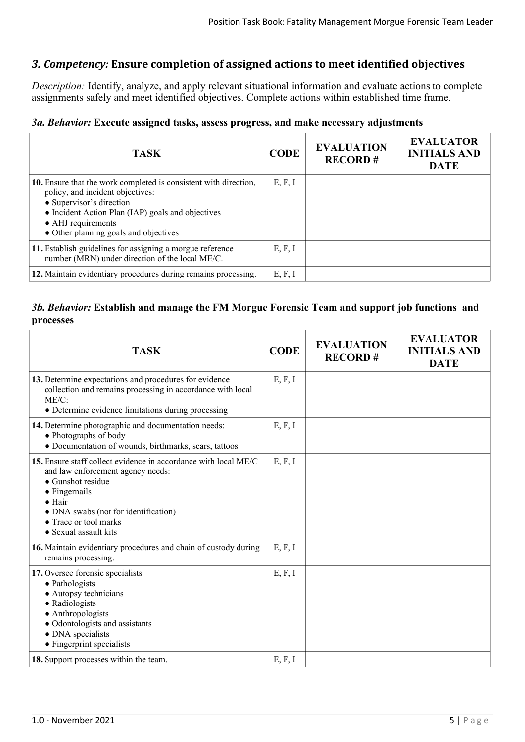## *3. Competency:* Ensure completion of assigned actions to meet identified objectives

*Description:* Identify, analyze, and apply relevant situational information and evaluate actions to complete assignments safely and meet identified objectives. Complete actions within established time frame.

### *3a. Behavior:* Execute assigned tasks, assess progress, and make necessary adjustments

| TASK | CODE | EVALUATION RECORD # | EVALUATOR INITIALS AND DATE |
|---|---|---|---|
| **10.** Ensure that the work completed is consistent with direction, policy, and incident objectives:<br>● Supervisor's direction<br>● Incident Action Plan (IAP) goals and objectives<br>● AHJ requirements<br>● Other planning goals and objectives | E, F, I | | |
| **11.** Establish guidelines for assigning a morgue reference number (MRN) under direction of the local ME/C. | E, F, I | | |
| **12.** Maintain evidentiary procedures during remains processing. | E, F, I | | |

### *3b. Behavior:* Establish and manage the FM Morgue Forensic Team and support job functions and processes

| TASK | CODE | EVALUATION RECORD # | EVALUATOR INITIALS AND DATE |
|---|---|---|---|
| **13.** Determine expectations and procedures for evidence collection and remains processing in accordance with local ME/C:<br>● Determine evidence limitations during processing | E, F, I | | |
| **14.** Determine photographic and documentation needs:<br>● Photographs of body<br>● Documentation of wounds, birthmarks, scars, tattoos | E, F, I | | |
| **15.** Ensure staff collect evidence in accordance with local ME/C and law enforcement agency needs:<br>● Gunshot residue<br>● Fingernails<br>● Hair<br>● DNA swabs (not for identification)<br>● Trace or tool marks<br>● Sexual assault kits | E, F, I | | |
| **16.** Maintain evidentiary procedures and chain of custody during remains processing. | E, F, I | | |
| **17.** Oversee forensic specialists<br>● Pathologists<br>● Autopsy technicians<br>● Radiologists<br>● Anthropologists<br>● Odontologists and assistants<br>● DNA specialists<br>● Fingerprint specialists | E, F, I | | |
| **18.** Support processes within the team. | E, F, I | | |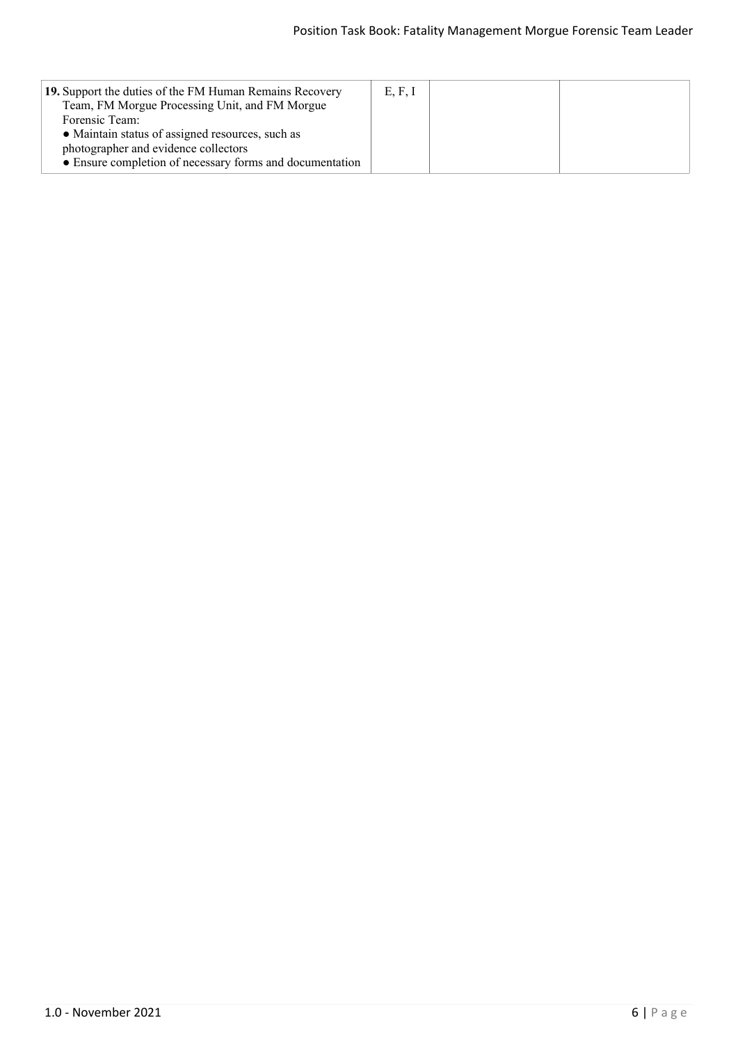| | | | |
|---|---|---|---|
| **19.** Support the duties of the FM Human Remains Recovery Team, FM Morgue Processing Unit, and FM Morgue Forensic Team:<br>• Maintain status of assigned resources, such as photographer and evidence collectors<br>• Ensure completion of necessary forms and documentation | E, F, I | | |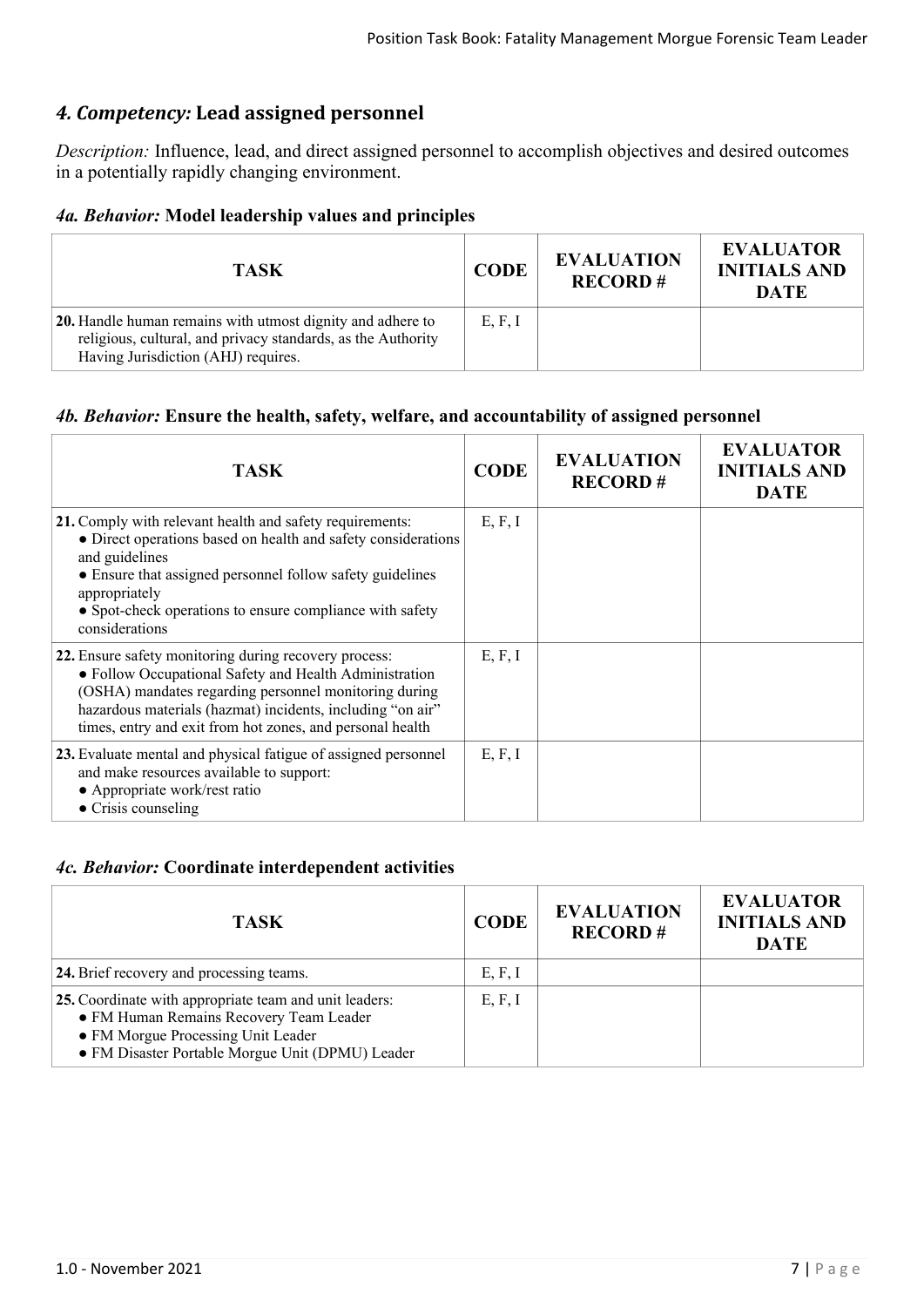## *4. Competency:* Lead assigned personnel

*Description:* Influence, lead, and direct assigned personnel to accomplish objectives and desired outcomes in a potentially rapidly changing environment.

### *4a. Behavior:* Model leadership values and principles

| TASK | CODE | EVALUATION RECORD # | EVALUATOR INITIALS AND DATE |
|---|---|---|---|
| **20.** Handle human remains with utmost dignity and adhere to religious, cultural, and privacy standards, as the Authority Having Jurisdiction (AHJ) requires. | E, F, I | | |

### *4b. Behavior:* Ensure the health, safety, welfare, and accountability of assigned personnel

| TASK | CODE | EVALUATION RECORD # | EVALUATOR INITIALS AND DATE |
|---|---|---|---|
| **21.** Comply with relevant health and safety requirements: <br>● Direct operations based on health and safety considerations and guidelines <br>● Ensure that assigned personnel follow safety guidelines appropriately <br>● Spot-check operations to ensure compliance with safety considerations | E, F, I | | |
| **22.** Ensure safety monitoring during recovery process: <br>● Follow Occupational Safety and Health Administration (OSHA) mandates regarding personnel monitoring during hazardous materials (hazmat) incidents, including "on air" times, entry and exit from hot zones, and personal health | E, F, I | | |
| **23.** Evaluate mental and physical fatigue of assigned personnel and make resources available to support: <br>● Appropriate work/rest ratio <br>● Crisis counseling | E, F, I | | |

### *4c. Behavior:* Coordinate interdependent activities

| TASK | CODE | EVALUATION RECORD # | EVALUATOR INITIALS AND DATE |
|---|---|---|---|
| **24.** Brief recovery and processing teams. | E, F, I | | |
| **25.** Coordinate with appropriate team and unit leaders: <br>● FM Human Remains Recovery Team Leader <br>● FM Morgue Processing Unit Leader <br>● FM Disaster Portable Morgue Unit (DPMU) Leader | E, F, I | | |